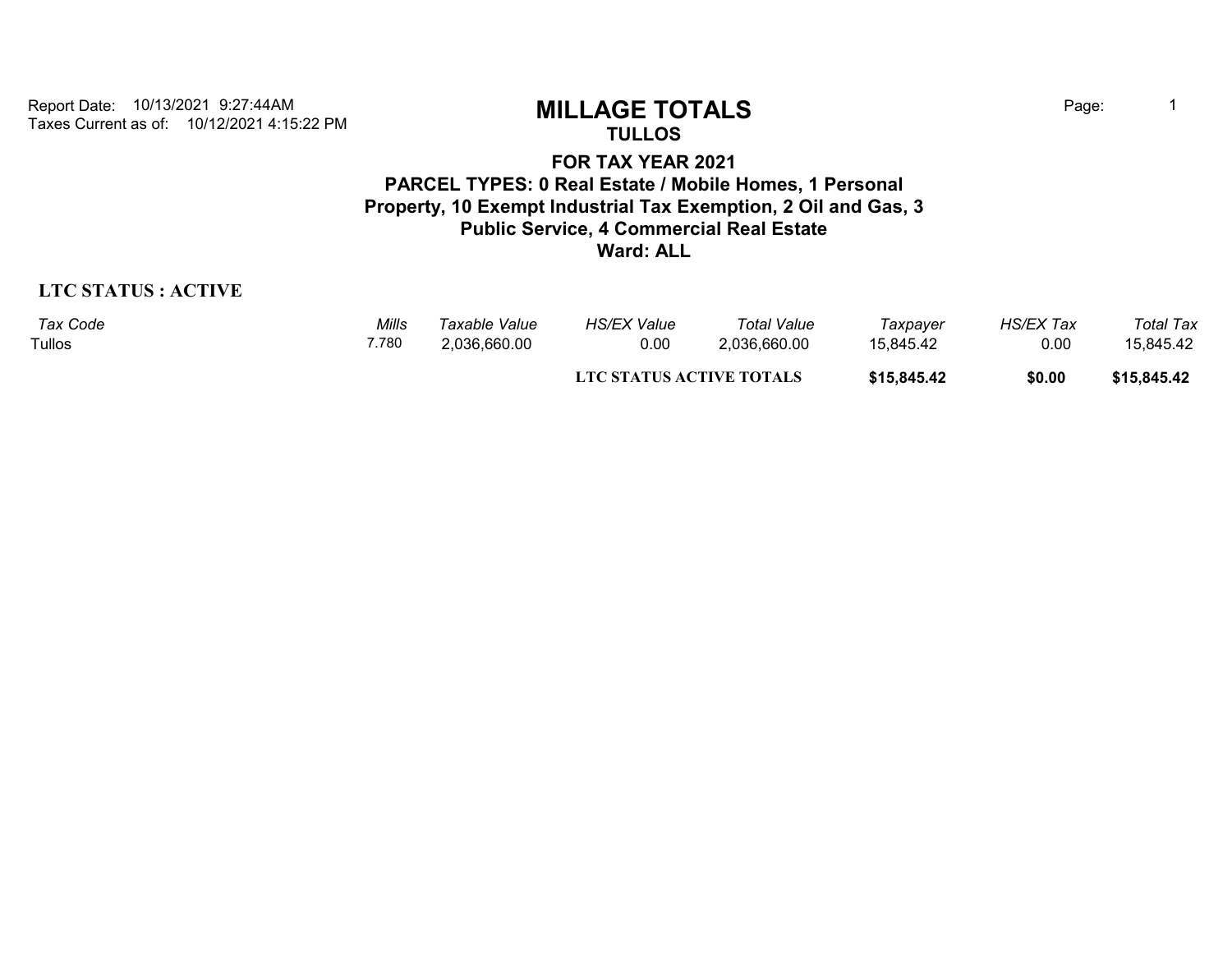Report Date: 10/13/2021 9:27:44AM
Taxes Current as of: 10/12/2021 4:15:22 PM

# MILLAGE TOTALS

## TULLOS

### FOR TAX YEAR 2021

### PARCEL TYPES: 0 Real Estate / Mobile Homes, 1 Personal Property, 10 Exempt Industrial Tax Exemption, 2 Oil and Gas, 3 Public Service, 4 Commercial Real Estate

### Ward: ALL

**LTC STATUS : ACTIVE**

| *Tax Code* | *Mills* | *Taxable Value* | *HS/EX Value* | *Total Value* | *Taxpayer* | *HS/EX Tax* | *Total Tax* |
|---|---|---|---|---|---|---|---|
| Tullos | 7.780 | 2,036,660.00 | 0.00 | 2,036,660.00 | 15,845.42 | 0.00 | 15,845.42 |
| | | | **LTC STATUS ACTIVE TOTALS** | | **$15,845.42** | **$0.00** | **$15,845.42** |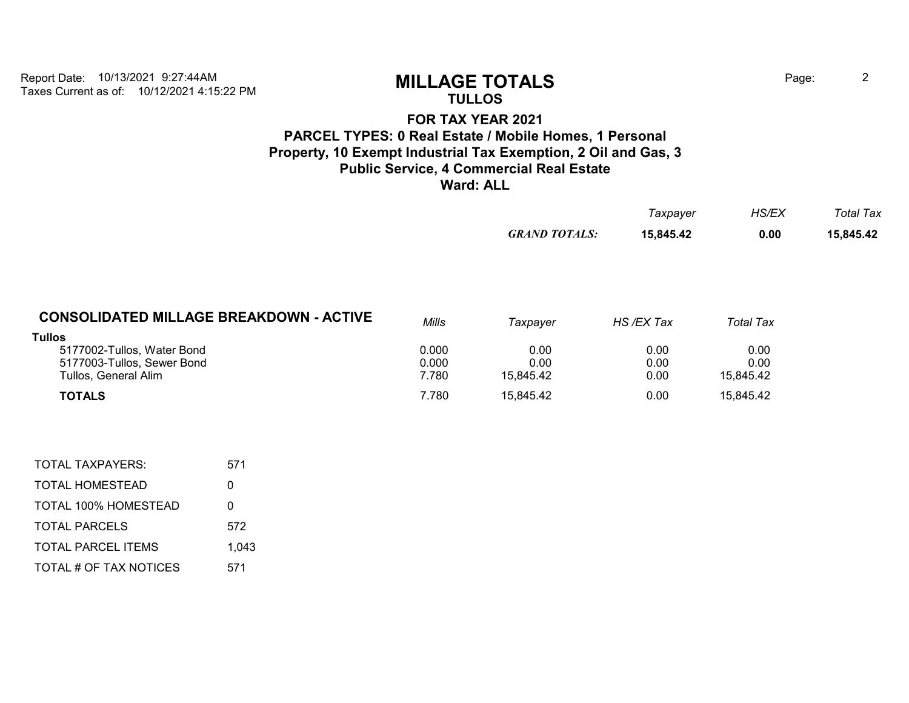Report Date: 10/13/2021 9:27:44AM
Taxes Current as of: 10/12/2021 4:15:22 PM

# MILLAGE TOTALS

## TULLOS

### FOR TAX YEAR 2021

### PARCEL TYPES: 0 Real Estate / Mobile Homes, 1 Personal Property, 10 Exempt Industrial Tax Exemption, 2 Oil and Gas, 3 Public Service, 4 Commercial Real Estate

### Ward: ALL

| | *Taxpayer* | *HS/EX* | *Total Tax* |
|---|---|---|---|
| ***GRAND TOTALS:*** | **15,845.42** | **0.00** | **15,845.42** |

## CONSOLIDATED MILLAGE BREAKDOWN - ACTIVE

| | *Mills* | *Taxpayer* | *HS /EX Tax* | *Total Tax* |
|---|---|---|---|---|
| **Tullos** | | | | |
| 5177002-Tullos, Water Bond | 0.000 | 0.00 | 0.00 | 0.00 |
| 5177003-Tullos, Sewer Bond | 0.000 | 0.00 | 0.00 | 0.00 |
| Tullos, General Alim | 7.780 | 15,845.42 | 0.00 | 15,845.42 |
| **TOTALS** | 7.780 | 15,845.42 | 0.00 | 15,845.42 |

| | |
|---|---|
| TOTAL TAXPAYERS: | 571 |
| TOTAL HOMESTEAD | 0 |
| TOTAL 100% HOMESTEAD | 0 |
| TOTAL PARCELS | 572 |
| TOTAL PARCEL ITEMS | 1,043 |
| TOTAL # OF TAX NOTICES | 571 |